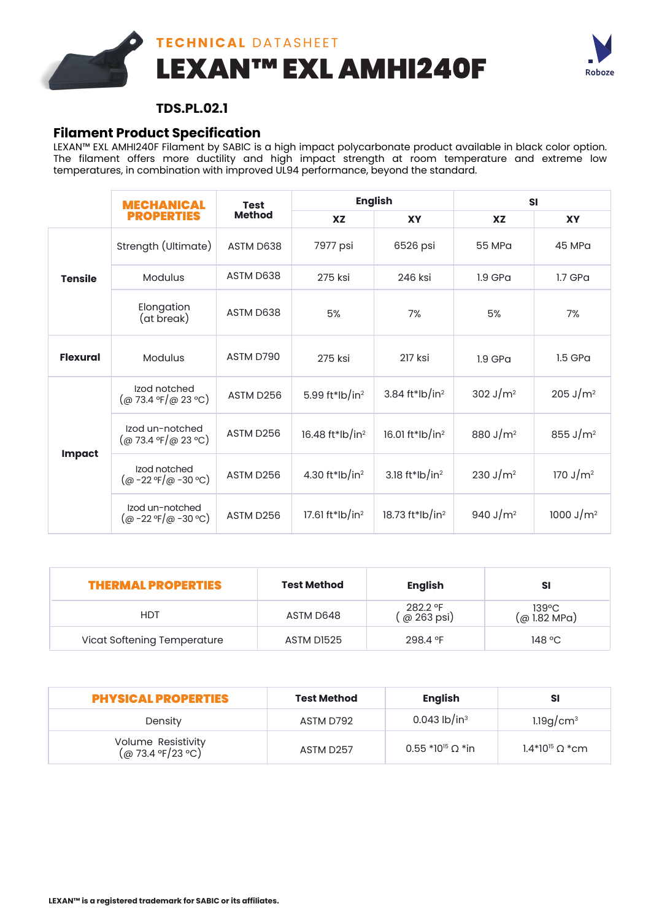# TECHNICAL DATASHEET

# LEXAN™ EXL AMHI240F

**TDS.PL.02.1**

## Filament Product Specification

LEXAN™ EXL AMHI240F Filament by SABIC is a high impact polycarbonate product available in black color option. The filament offers more ductility and high impact strength at room temperature and extreme low temperatures, in combination with improved UL94 performance, beyond the standard.

| | MECHANICAL PROPERTIES | Test Method | English | | SI | |
|---|---|---|---|---|---|---|
| | | | XZ | XY | XZ | XY |
| Tensile | Strength (Ultimate) | ASTM D638 | 7977 psi | 6526 psi | 55 MPa | 45 MPa |
| | Modulus | ASTM D638 | 275 ksi | 246 ksi | 1.9 GPa | 1.7 GPa |
| | Elongation (at break) | ASTM D638 | 5% | 7% | 5% | 7% |
| Flexural | Modulus | ASTM D790 | 275 ksi | 217 ksi | 1.9 GPa | 1.5 GPa |
| Impact | Izod notched (@ 73.4 °F/@ 23 °C) | ASTM D256 | 5.99 ft*lb/in$^2$ | 3.84 ft*lb/in$^2$ | 302 J/m$^2$ | 205 J/m$^2$ |
| | Izod un-notched (@ 73.4 °F/@ 23 °C) | ASTM D256 | 16.48 ft*lb/in$^2$ | 16.01 ft*lb/in$^2$ | 880 J/m$^2$ | 855 J/m$^2$ |
| | Izod notched (@ -22 °F/@ -30 °C) | ASTM D256 | 4.30 ft*lb/in$^2$ | 3.18 ft*lb/in$^2$ | 230 J/m$^2$ | 170 J/m$^2$ |
| | Izod un-notched (@ -22 °F/@ -30 °C) | ASTM D256 | 17.61 ft*lb/in$^2$ | 18.73 ft*lb/in$^2$ | 940 J/m$^2$ | 1000 J/m$^2$ |

| THERMAL PROPERTIES | Test Method | English | SI |
|---|---|---|---|
| HDT | ASTM D648 | 282.2 °F ( @ 263 psi) | 139°C (@ 1.82 MPa) |
| Vicat Softening Temperature | ASTM D1525 | 298.4 °F | 148 °C |

| PHYSICAL PROPERTIES | Test Method | English | SI |
|---|---|---|---|
| Density | ASTM D792 | 0.043 lb/in$^3$ | 1.19g/cm$^3$ |
| Volume Resistivity (@ 73.4 °F/23 °C) | ASTM D257 | 0.55 *10$^{15}$ Ω *in | 1.4*10$^{15}$ Ω *cm |

**LEXAN™ is a registered trademark for SABIC or its affiliates.**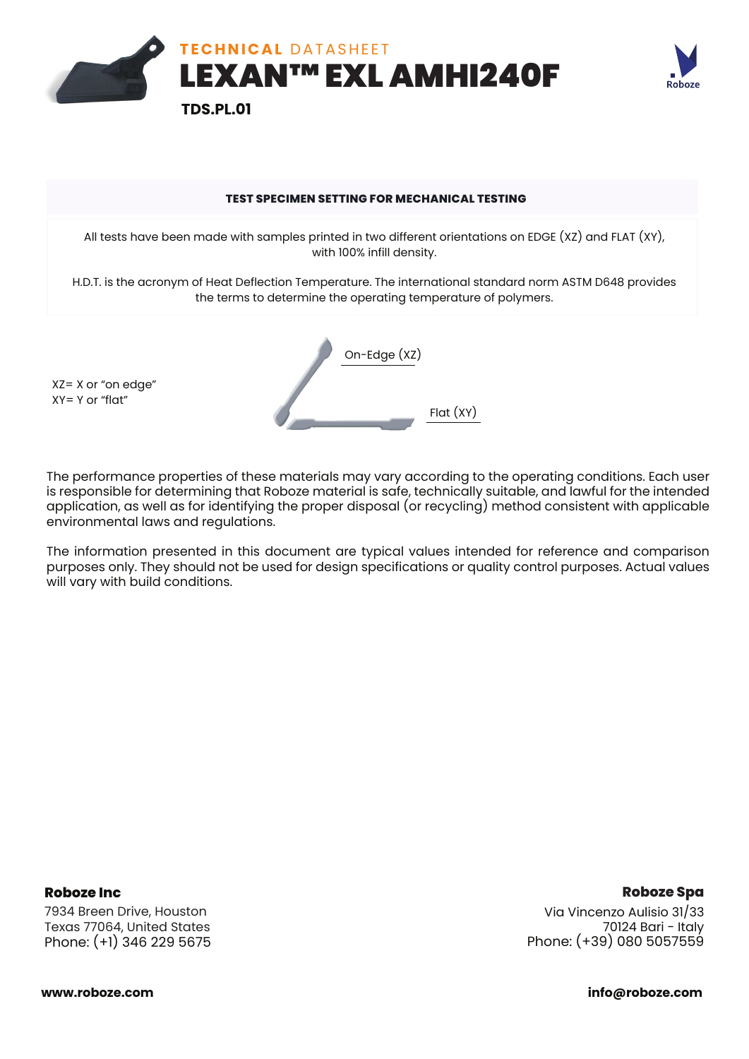# TECHNICAL DATASHEET
# LEXAN™ EXL AMHI240F

**TDS.PL.01**

**TEST SPECIMEN SETTING FOR MECHANICAL TESTING**

All tests have been made with samples printed in two different orientations on EDGE (XZ) and FLAT (XY), with 100% infill density.

H.D.T. is the acronym of Heat Deflection Temperature. The international standard norm ASTM D648 provides the terms to determine the operating temperature of polymers.

XZ= X or "on edge"
XY= Y or "flat"

On-Edge (XZ)

Flat (XY)

The performance properties of these materials may vary according to the operating conditions. Each user is responsible for determining that Roboze material is safe, technically suitable, and lawful for the intended application, as well as for identifying the proper disposal (or recycling) method consistent with applicable environmental laws and regulations.

The information presented in this document are typical values intended for reference and comparison purposes only. They should not be used for design specifications or quality control purposes. Actual values will vary with build conditions.

**Roboze Inc**
7934 Breen Drive, Houston
Texas 77064, United States
Phone: (+1) 346 229 5675

**Roboze Spa**
Via Vincenzo Aulisio 31/33
70124 Bari - Italy
Phone: (+39) 080 5057559

**www.roboze.com**

**info@roboze.com**